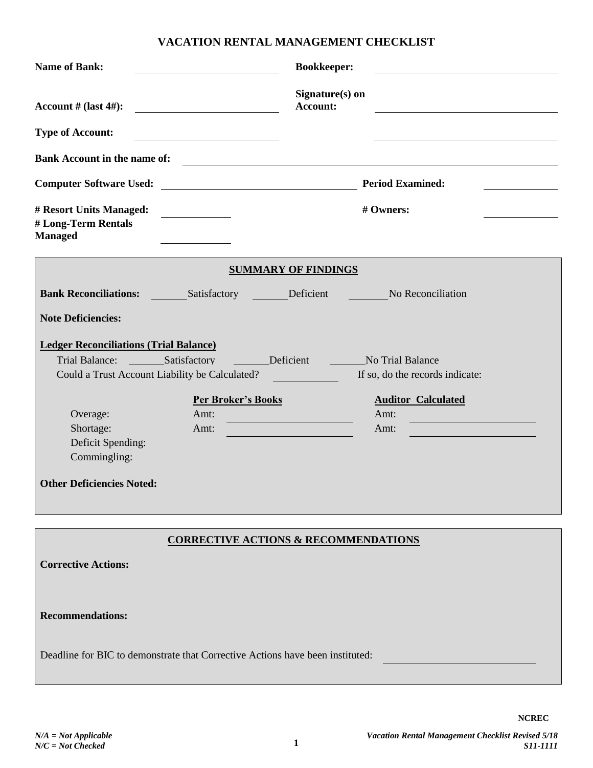# VACATION RENTAL MANAGEMENT CHECKLIST

**Name of Bank:** ______________________ **Bookkeeper:** ______________________

**Account # (last 4#):** ______________________ **Signature(s) on Account:** ______________________

**Type of Account:** ______________________ ______________________

**Bank Account in the name of:** ____________________________________________

**Computer Software Used:** ______________________ **Period Examined:** __________

**# Resort Units Managed:** __________ **# Owners:** __________

**# Long-Term Rentals Managed** __________

## SUMMARY OF FINDINGS

**Bank Reconciliations:** ______Satisfactory ______Deficient ______No Reconciliation

**Note Deficiencies:**

**Ledger Reconciliations (Trial Balance)**

Trial Balance: ______Satisfactory ______Deficient ______No Trial Balance

Could a Trust Account Liability be Calculated? __________ If so, do the records indicate:

| | Per Broker's Books | Auditor Calculated |
|---|---|---|
| Overage: | Amt: ______________ | Amt: ______________ |
| Shortage: | Amt: ______________ | Amt: ______________ |
| Deficit Spending: | | |
| Commingling: | | |

**Other Deficiencies Noted:**

## CORRECTIVE ACTIONS & RECOMMENDATIONS

**Corrective Actions:**

**Recommendations:**

Deadline for BIC to demonstrate that Corrective Actions have been instituted: ______________________

NCREC

*N/A = Not Applicable*
*N/C = Not Checked*

*Vacation Rental Management Checklist Revised 5/18*
*S11-1111*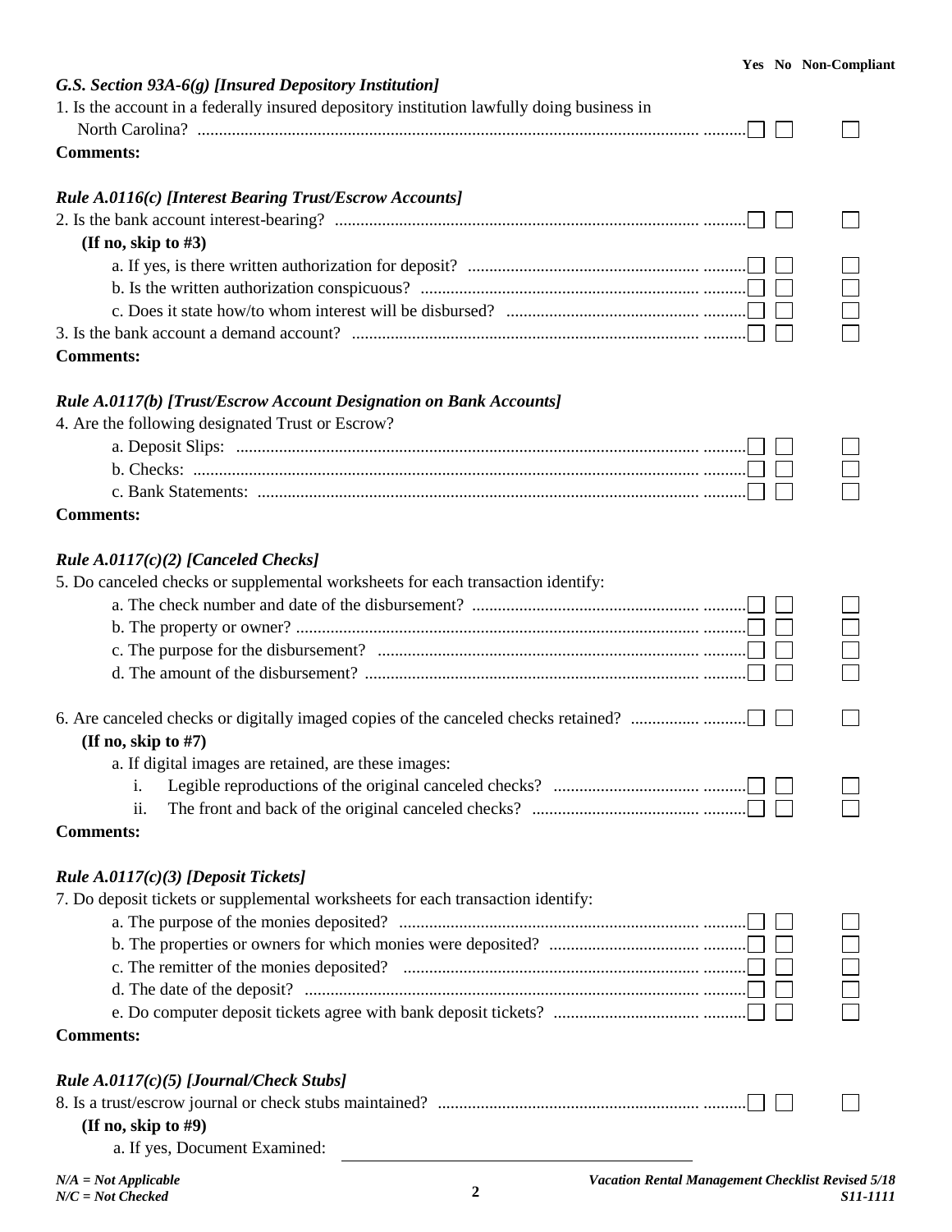**Yes No Non-Compliant**

### *G.S. Section 93A-6(g) [Insured Depository Institution]*

1. Is the account in a federally insured depository institution lawfully doing business in North Carolina? ☐ ☐ ☐

**Comments:**

### *Rule A.0116(c) [Interest Bearing Trust/Escrow Accounts]*

2. Is the bank account interest-bearing? ☐ ☐ ☐

   **(If no, skip to #3)**

   a. If yes, is there written authorization for deposit? ☐ ☐ ☐
   b. Is the written authorization conspicuous? ☐ ☐ ☐
   c. Does it state how/to whom interest will be disbursed? ☐ ☐ ☐

3. Is the bank account a demand account? ☐ ☐ ☐

**Comments:**

### *Rule A.0117(b) [Trust/Escrow Account Designation on Bank Accounts]*

4. Are the following designated Trust or Escrow?

   a. Deposit Slips: ☐ ☐ ☐
   b. Checks: ☐ ☐ ☐
   c. Bank Statements: ☐ ☐ ☐

**Comments:**

### *Rule A.0117(c)(2) [Canceled Checks]*

5. Do canceled checks or supplemental worksheets for each transaction identify:

   a. The check number and date of the disbursement? ☐ ☐ ☐
   b. The property or owner? ☐ ☐ ☐
   c. The purpose for the disbursement? ☐ ☐ ☐
   d. The amount of the disbursement? ☐ ☐ ☐

6. Are canceled checks or digitally imaged copies of the canceled checks retained? ☐ ☐ ☐

   **(If no, skip to #7)**

   a. If digital images are retained, are these images:

      i. Legible reproductions of the original canceled checks? ☐ ☐ ☐
      ii. The front and back of the original canceled checks? ☐ ☐ ☐

**Comments:**

### *Rule A.0117(c)(3) [Deposit Tickets]*

7. Do deposit tickets or supplemental worksheets for each transaction identify:

   a. The purpose of the monies deposited? ☐ ☐ ☐
   b. The properties or owners for which monies were deposited? ☐ ☐ ☐
   c. The remitter of the monies deposited? ☐ ☐ ☐
   d. The date of the deposit? ☐ ☐ ☐
   e. Do computer deposit tickets agree with bank deposit tickets? ☐ ☐ ☐

**Comments:**

### *Rule A.0117(c)(5) [Journal/Check Stubs]*

8. Is a trust/escrow journal or check stubs maintained? ☐ ☐ ☐

   **(If no, skip to #9)**

   a. If yes, Document Examined: \_\_\_\_\_\_\_\_\_\_\_\_\_\_\_\_\_\_\_\_\_\_\_\_\_\_\_\_\_\_\_\_\_\_\_\_

*N/A = Not Applicable*
*N/C = Not Checked*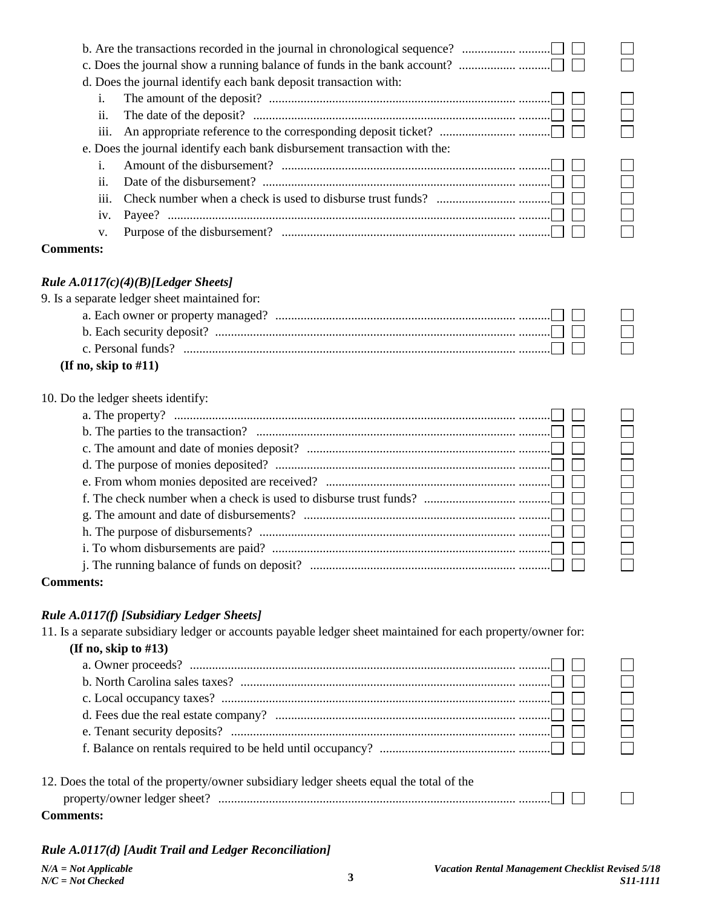b. Are the transactions recorded in the journal in chronological sequence? ☐ ☐ ☐

c. Does the journal show a running balance of funds in the bank account? ☐ ☐ ☐

d. Does the journal identify each bank deposit transaction with:

i. The amount of the deposit? ☐ ☐ ☐

ii. The date of the deposit? ☐ ☐ ☐

iii. An appropriate reference to the corresponding deposit ticket? ☐ ☐ ☐

e. Does the journal identify each bank disbursement transaction with the:

i. Amount of the disbursement? ☐ ☐ ☐

ii. Date of the disbursement? ☐ ☐ ☐

iii. Check number when a check is used to disburse trust funds? ☐ ☐ ☐

iv. Payee? ☐ ☐ ☐

v. Purpose of the disbursement? ☐ ☐ ☐

**Comments:**

### *Rule A.0117(c)(4)(B)[Ledger Sheets]*

9. Is a separate ledger sheet maintained for:

a. Each owner or property managed? ☐ ☐ ☐

b. Each security deposit? ☐ ☐ ☐

c. Personal funds? ☐ ☐ ☐

**(If no, skip to #11)**

10. Do the ledger sheets identify:

a. The property? ☐ ☐ ☐

b. The parties to the transaction? ☐ ☐ ☐

c. The amount and date of monies deposit? ☐ ☐ ☐

d. The purpose of monies deposited? ☐ ☐ ☐

e. From whom monies deposited are received? ☐ ☐ ☐

f. The check number when a check is used to disburse trust funds? ☐ ☐ ☐

g. The amount and date of disbursements? ☐ ☐ ☐

h. The purpose of disbursements? ☐ ☐ ☐

i. To whom disbursements are paid? ☐ ☐ ☐

j. The running balance of funds on deposit? ☐ ☐ ☐

**Comments:**

### *Rule A.0117(f) [Subsidiary Ledger Sheets]*

11. Is a separate subsidiary ledger or accounts payable ledger sheet maintained for each property/owner for:

**(If no, skip to #13)**

a. Owner proceeds? ☐ ☐ ☐

b. North Carolina sales taxes? ☐ ☐ ☐

c. Local occupancy taxes? ☐ ☐ ☐

d. Fees due the real estate company? ☐ ☐ ☐

e. Tenant security deposits? ☐ ☐ ☐

f. Balance on rentals required to be held until occupancy? ☐ ☐ ☐

12. Does the total of the property/owner subsidiary ledger sheets equal the total of the property/owner ledger sheet? ☐ ☐ ☐

**Comments:**

### *Rule A.0117(d) [Audit Trail and Ledger Reconciliation]*

*N/A = Not Applicable*
*N/C = Not Checked*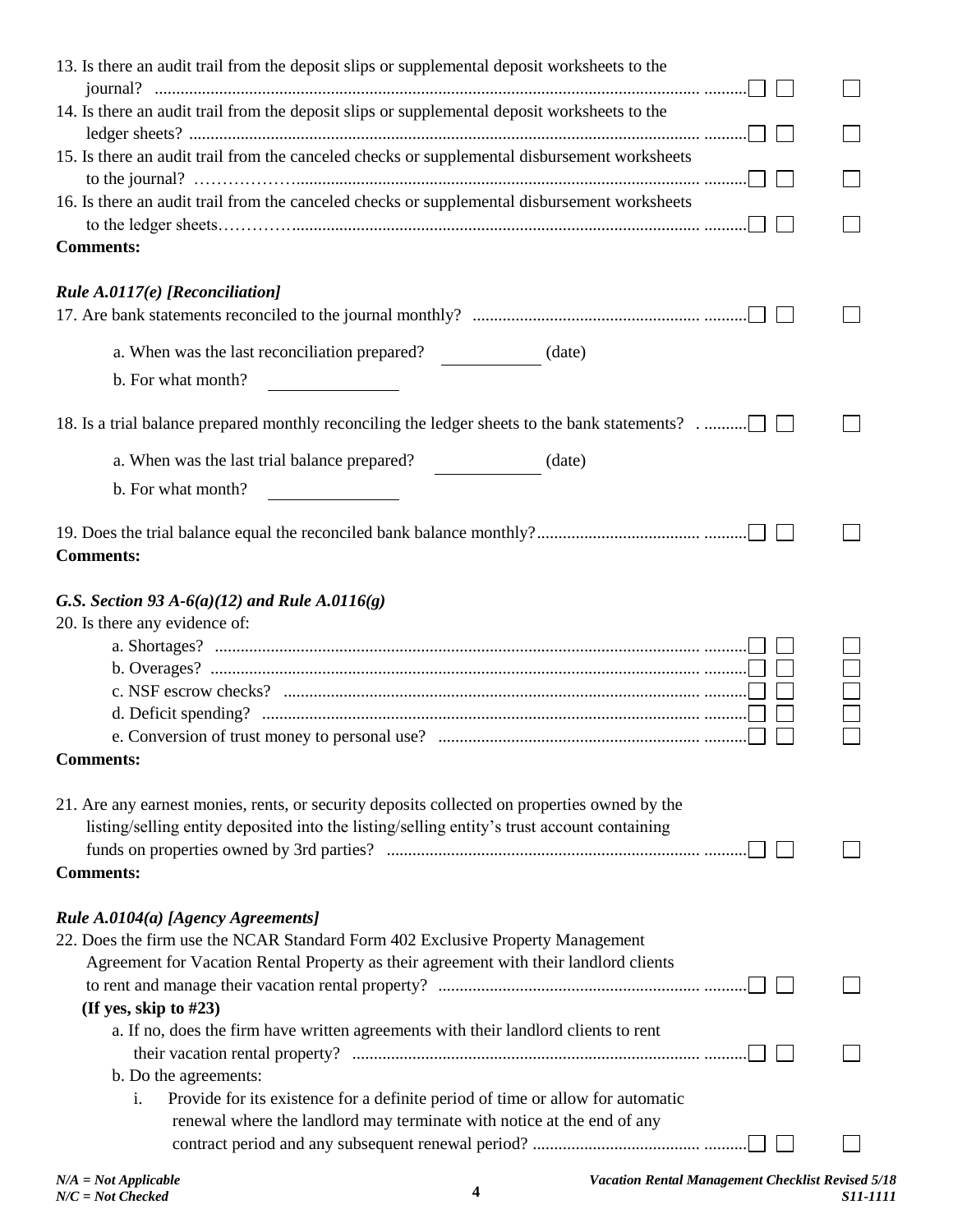13. Is there an audit trail from the deposit slips or supplemental deposit worksheets to the journal? ☐ ☐ ☐

14. Is there an audit trail from the deposit slips or supplemental deposit worksheets to the ledger sheets? ☐ ☐ ☐

15. Is there an audit trail from the canceled checks or supplemental disbursement worksheets to the journal? ☐ ☐ ☐

16. Is there an audit trail from the canceled checks or supplemental disbursement worksheets to the ledger sheets ☐ ☐ ☐

**Comments:**

***Rule A.0117(e) [Reconciliation]***

17. Are bank statements reconciled to the journal monthly? ☐ ☐ ☐

   a. When was the last reconciliation prepared? __________ (date)

   b. For what month? __________

18. Is a trial balance prepared monthly reconciling the ledger sheets to the bank statements? ☐ ☐ ☐

   a. When was the last trial balance prepared? __________ (date)

   b. For what month? __________

19. Does the trial balance equal the reconciled bank balance monthly? ☐ ☐ ☐

**Comments:**

***G.S. Section 93 A-6(a)(12) and Rule A.0116(g)***

20. Is there any evidence of:

   a. Shortages? ☐ ☐ ☐

   b. Overages? ☐ ☐ ☐

   c. NSF escrow checks? ☐ ☐ ☐

   d. Deficit spending? ☐ ☐ ☐

   e. Conversion of trust money to personal use? ☐ ☐ ☐

**Comments:**

21. Are any earnest monies, rents, or security deposits collected on properties owned by the listing/selling entity deposited into the listing/selling entity's trust account containing funds on properties owned by 3rd parties? ☐ ☐ ☐

**Comments:**

***Rule A.0104(a) [Agency Agreements]***

22. Does the firm use the NCAR Standard Form 402 Exclusive Property Management Agreement for Vacation Rental Property as their agreement with their landlord clients to rent and manage their vacation rental property? ☐ ☐ ☐

   **(If yes, skip to #23)**

   a. If no, does the firm have written agreements with their landlord clients to rent their vacation rental property? ☐ ☐ ☐

   b. Do the agreements:

      i. Provide for its existence for a definite period of time or allow for automatic renewal where the landlord may terminate with notice at the end of any contract period and any subsequent renewal period? ☐ ☐ ☐

*N/A = Not Applicable*
*N/C = Not Checked*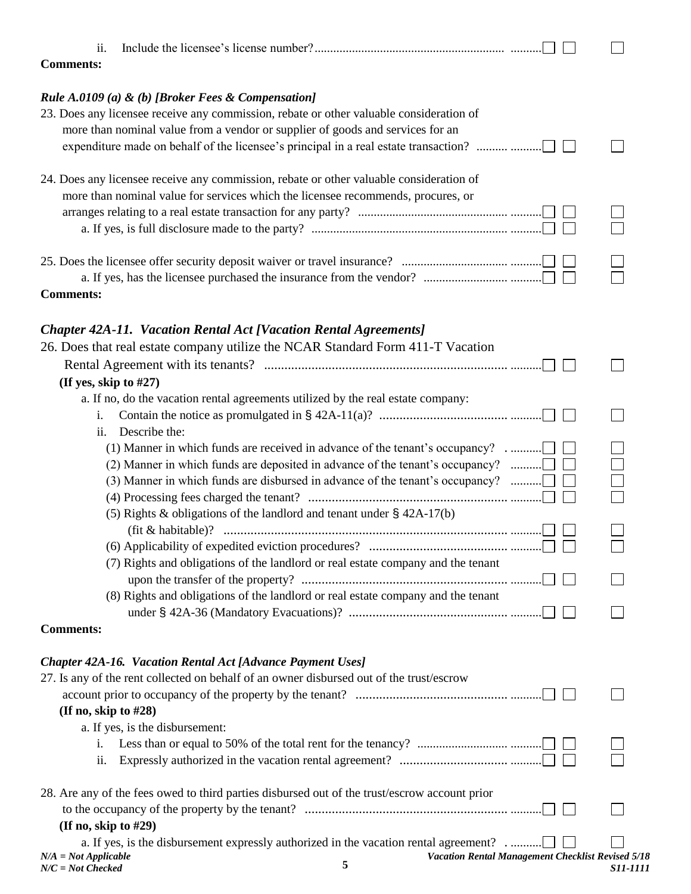ii. Include the licensee's license number? ☐ ☐ ☐

**Comments:**

*Rule A.0109 (a) & (b) [Broker Fees & Compensation]*

23. Does any licensee receive any commission, rebate or other valuable consideration of more than nominal value from a vendor or supplier of goods and services for an expenditure made on behalf of the licensee's principal in a real estate transaction? ☐ ☐ ☐

24. Does any licensee receive any commission, rebate or other valuable consideration of more than nominal value for services which the licensee recommends, procures, or arranges relating to a real estate transaction for any party? ☐ ☐ ☐
    a. If yes, is full disclosure made to the party? ☐ ☐ ☐

25. Does the licensee offer security deposit waiver or travel insurance? ☐ ☐ ☐
    a. If yes, has the licensee purchased the insurance from the vendor? ☐ ☐ ☐

**Comments:**

## *Chapter 42A-11. Vacation Rental Act [Vacation Rental Agreements]*

26. Does that real estate company utilize the NCAR Standard Form 411-T Vacation Rental Agreement with its tenants? ☐ ☐ ☐
    **(If yes, skip to #27)**
    a. If no, do the vacation rental agreements utilized by the real estate company:
        i. Contain the notice as promulgated in § 42A-11(a)? ☐ ☐ ☐
        ii. Describe the:
            (1) Manner in which funds are received in advance of the tenant's occupancy? ☐ ☐ ☐
            (2) Manner in which funds are deposited in advance of the tenant's occupancy? ☐ ☐ ☐
            (3) Manner in which funds are disbursed in advance of the tenant's occupancy? ☐ ☐ ☐
            (4) Processing fees charged the tenant? ☐ ☐ ☐
            (5) Rights & obligations of the landlord and tenant under § 42A-17(b) (fit & habitable)? ☐ ☐ ☐
            (6) Applicability of expedited eviction procedures? ☐ ☐ ☐
            (7) Rights and obligations of the landlord or real estate company and the tenant upon the transfer of the property? ☐ ☐ ☐
            (8) Rights and obligations of the landlord or real estate company and the tenant under § 42A-36 (Mandatory Evacuations)? ☐ ☐ ☐

**Comments:**

### *Chapter 42A-16. Vacation Rental Act [Advance Payment Uses]*

27. Is any of the rent collected on behalf of an owner disbursed out of the trust/escrow account prior to occupancy of the property by the tenant? ☐ ☐ ☐
    **(If no, skip to #28)**
    a. If yes, is the disbursement:
        i. Less than or equal to 50% of the total rent for the tenancy? ☐ ☐ ☐
        ii. Expressly authorized in the vacation rental agreement? ☐ ☐ ☐

28. Are any of the fees owed to third parties disbursed out of the trust/escrow account prior to the occupancy of the property by the tenant? ☐ ☐ ☐
    **(If no, skip to #29)**
    a. If yes, is the disbursement expressly authorized in the vacation rental agreement? ☐ ☐ ☐

*N/A = Not Applicable*
*N/C = Not Checked*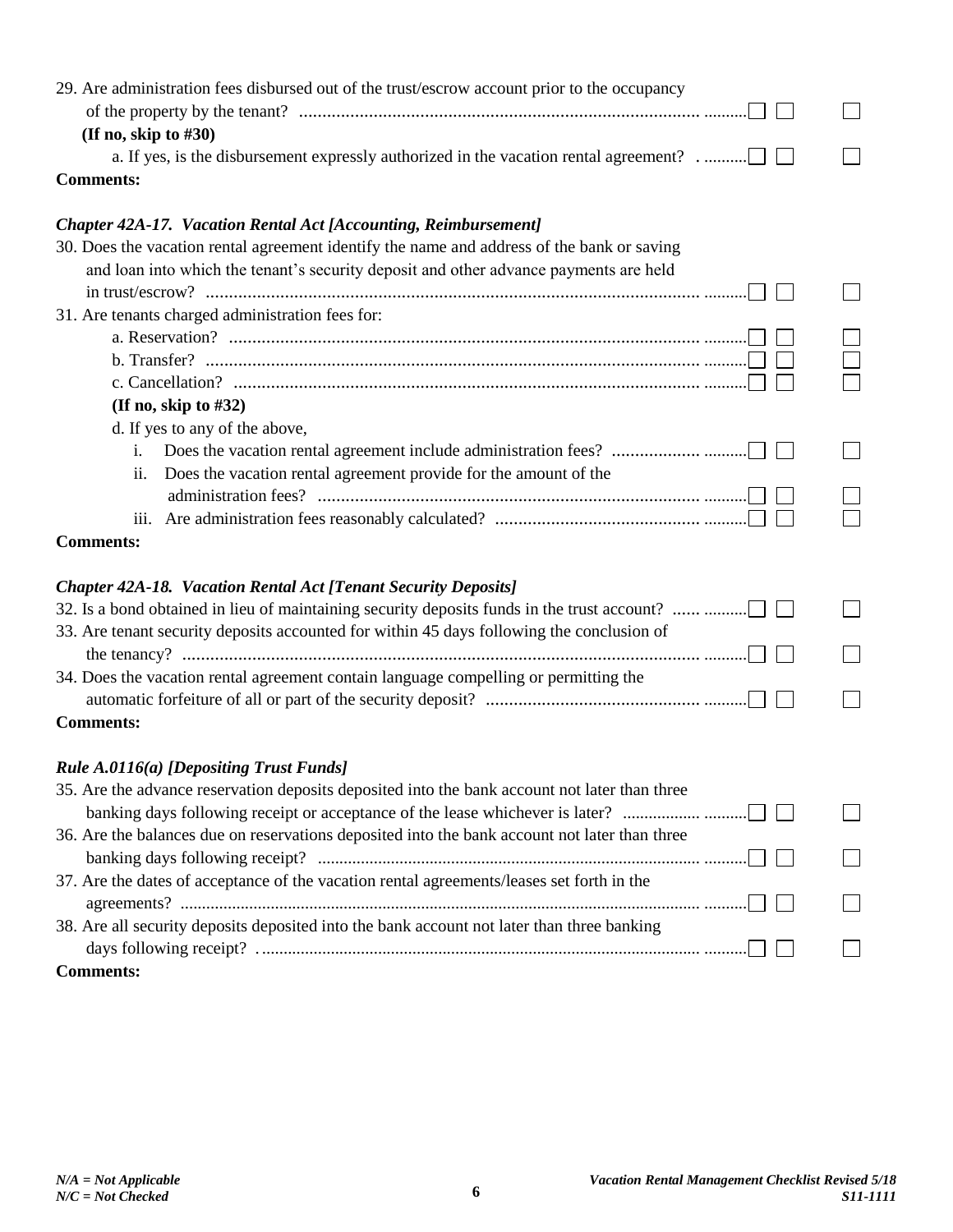29. Are administration fees disbursed out of the trust/escrow account prior to the occupancy of the property by the tenant? ☐ ☐ ☐

**(If no, skip to #30)**

a. If yes, is the disbursement expressly authorized in the vacation rental agreement? ☐ ☐ ☐

**Comments:**

### *Chapter 42A-17. Vacation Rental Act [Accounting, Reimbursement]*

30. Does the vacation rental agreement identify the name and address of the bank or saving and loan into which the tenant's security deposit and other advance payments are held in trust/escrow? ☐ ☐ ☐

31. Are tenants charged administration fees for:

a. Reservation? ☐ ☐ ☐

b. Transfer? ☐ ☐ ☐

c. Cancellation? ☐ ☐ ☐

**(If no, skip to #32)**

d. If yes to any of the above,

i. Does the vacation rental agreement include administration fees? ☐ ☐ ☐

ii. Does the vacation rental agreement provide for the amount of the administration fees? ☐ ☐ ☐

iii. Are administration fees reasonably calculated? ☐ ☐ ☐

**Comments:**

### *Chapter 42A-18. Vacation Rental Act [Tenant Security Deposits]*

32. Is a bond obtained in lieu of maintaining security deposits funds in the trust account? ☐ ☐ ☐

33. Are tenant security deposits accounted for within 45 days following the conclusion of the tenancy? ☐ ☐ ☐

34. Does the vacation rental agreement contain language compelling or permitting the automatic forfeiture of all or part of the security deposit? ☐ ☐ ☐

**Comments:**

### *Rule A.0116(a) [Depositing Trust Funds]*

35. Are the advance reservation deposits deposited into the bank account not later than three banking days following receipt or acceptance of the lease whichever is later? ☐ ☐ ☐

36. Are the balances due on reservations deposited into the bank account not later than three banking days following receipt? ☐ ☐ ☐

37. Are the dates of acceptance of the vacation rental agreements/leases set forth in the agreements? ☐ ☐ ☐

38. Are all security deposits deposited into the bank account not later than three banking days following receipt? ☐ ☐ ☐

**Comments:**

*N/A = Not Applicable*
*N/C = Not Checked*

*Vacation Rental Management Checklist Revised 5/18*
*S11-1111*